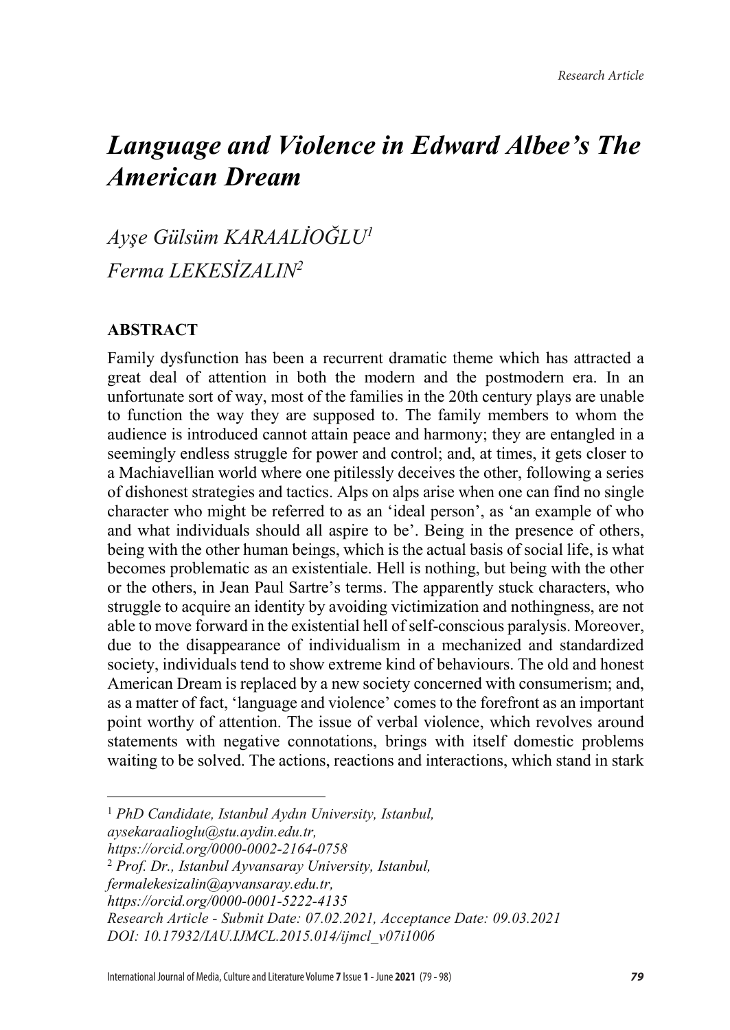*Research Article*

# *Language and Violence in Edward Albee's The American Dream*

*Ayşe Gülsüm KARAALİOĞLU*[1]
*Ferma LEKESİZALIN*[2]

### ABSTRACT

Family dysfunction has been a recurrent dramatic theme which has attracted a great deal of attention in both the modern and the postmodern era. In an unfortunate sort of way, most of the families in the 20th century plays are unable to function the way they are supposed to. The family members to whom the audience is introduced cannot attain peace and harmony; they are entangled in a seemingly endless struggle for power and control; and, at times, it gets closer to a Machiavellian world where one pitilessly deceives the other, following a series of dishonest strategies and tactics. Alps on alps arise when one can find no single character who might be referred to as an 'ideal person', as 'an example of who and what individuals should all aspire to be'. Being in the presence of others, being with the other human beings, which is the actual basis of social life, is what becomes problematic as an existentiale. Hell is nothing, but being with the other or the others, in Jean Paul Sartre's terms. The apparently stuck characters, who struggle to acquire an identity by avoiding victimization and nothingness, are not able to move forward in the existential hell of self-conscious paralysis. Moreover, due to the disappearance of individualism in a mechanized and standardized society, individuals tend to show extreme kind of behaviours. The old and honest American Dream is replaced by a new society concerned with consumerism; and, as a matter of fact, 'language and violence' comes to the forefront as an important point worthy of attention. The issue of verbal violence, which revolves around statements with negative connotations, brings with itself domestic problems waiting to be solved. The actions, reactions and interactions, which stand in stark

---

[1] *PhD Candidate, Istanbul Aydın University, Istanbul, aysekaraalioglu@stu.aydin.edu.tr, https://orcid.org/0000-0002-2164-0758*

[2] *Prof. Dr., Istanbul Ayvansaray University, Istanbul, fermalekesizalin@ayvansaray.edu.tr, https://orcid.org/0000-0001-5222-4135*

*Research Article - Submit Date: 07.02.2021, Acceptance Date: 09.03.2021*
*DOI: 10.17932/IAU.IJMCL.2015.014/ijmcl_v07i1006*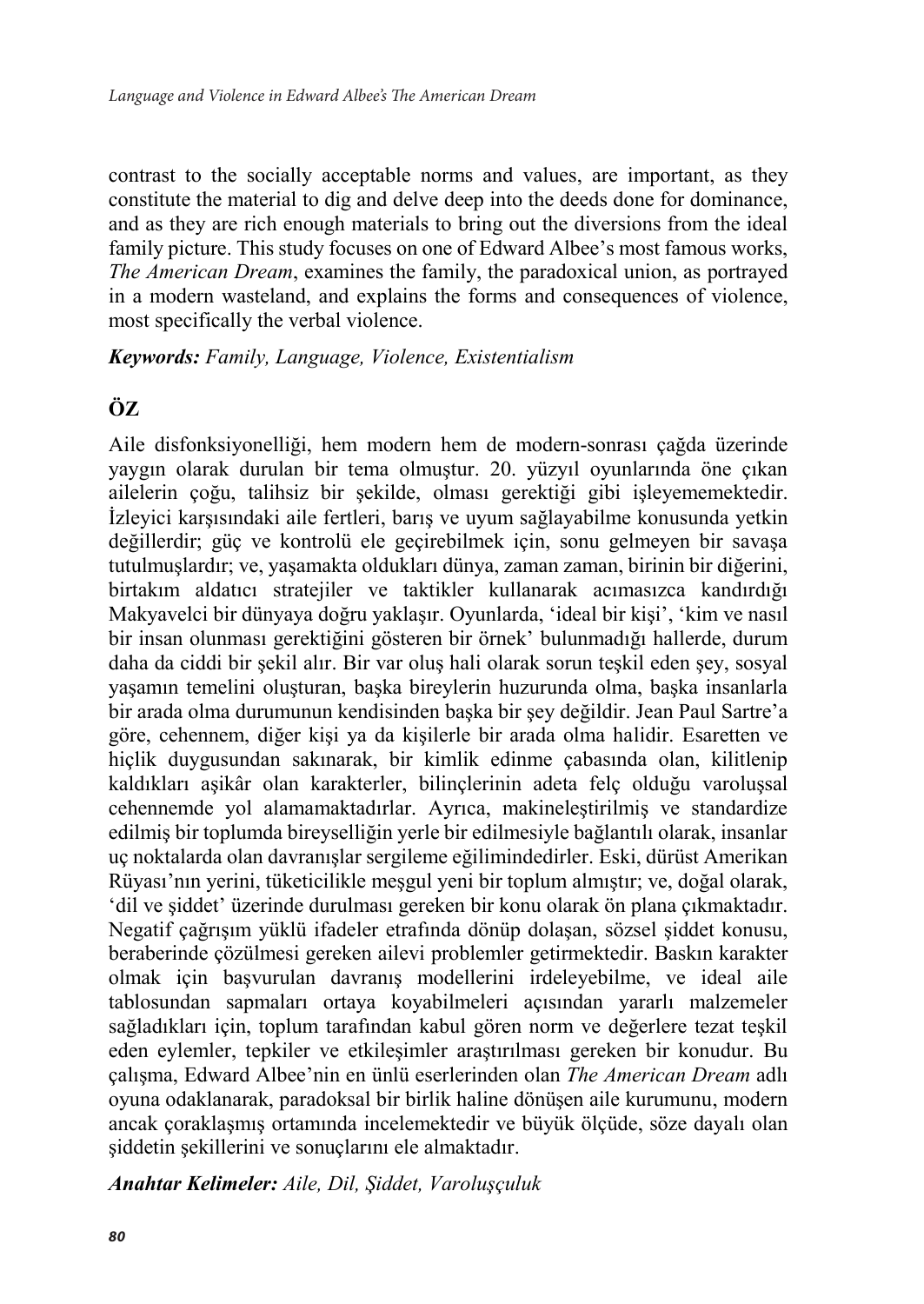contrast to the socially acceptable norms and values, are important, as they constitute the material to dig and delve deep into the deeds done for dominance, and as they are rich enough materials to bring out the diversions from the ideal family picture. This study focuses on one of Edward Albee's most famous works, *The American Dream*, examines the family, the paradoxical union, as portrayed in a modern wasteland, and explains the forms and consequences of violence, most specifically the verbal violence.

***Keywords:*** *Family, Language, Violence, Existentialism*

## ÖZ

Aile disfonksiyonelliği, hem modern hem de modern-sonrası çağda üzerinde yaygın olarak durulan bir tema olmuştur. 20. yüzyıl oyunlarında öne çıkan ailelerin çoğu, talihsiz bir şekilde, olması gerektiği gibi işleyememektedir. İzleyici karşısındaki aile fertleri, barış ve uyum sağlayabilme konusunda yetkin değillerdir; güç ve kontrolü ele geçirebilmek için, sonu gelmeyen bir savaşa tutulmuşlardır; ve, yaşamakta oldukları dünya, zaman zaman, birinin bir diğerini, birtakım aldatıcı stratejiler ve taktikler kullanarak acımasızca kandırdığı Makyavelci bir dünyaya doğru yaklaşır. Oyunlarda, 'ideal bir kişi', 'kim ve nasıl bir insan olunması gerektiğini gösteren bir örnek' bulunmadığı hallerde, durum daha da ciddi bir şekil alır. Bir var oluş hali olarak sorun teşkil eden şey, sosyal yaşamın temelini oluşturan, başka bireylerin huzurunda olma, başka insanlarla bir arada olma durumunun kendisinden başka bir şey değildir. Jean Paul Sartre'a göre, cehennem, diğer kişi ya da kişilerle bir arada olma halidir. Esaretten ve hiçlik duygusundan sakınarak, bir kimlik edinme çabasında olan, kilitlenip kaldıkları aşikâr olan karakterler, bilinçlerinin adeta felç olduğu varoluşsal cehennemde yol alamamaktadırlar. Ayrıca, makineleştirilmiş ve standardize edilmiş bir toplumda bireyselliğin yerle bir edilmesiyle bağlantılı olarak, insanlar uç noktalarda olan davranışlar sergileme eğilimindedirler. Eski, dürüst Amerikan Rüyası'nın yerini, tüketicilikle meşgul yeni bir toplum almıştır; ve, doğal olarak, 'dil ve şiddet' üzerinde durulması gereken bir konu olarak ön plana çıkmaktadır. Negatif çağrışım yüklü ifadeler etrafında dönüp dolaşan, sözsel şiddet konusu, beraberinde çözülmesi gereken ailevi problemler getirmektedir. Baskın karakter olmak için başvurulan davranış modellerini irdeleyebilme, ve ideal aile tablosundan sapmaları ortaya koyabilmeleri açısından yararlı malzemeler sağladıkları için, toplum tarafından kabul gören norm ve değerlere tezat teşkil eden eylemler, tepkiler ve etkileşimler araştırılması gereken bir konudur. Bu çalışma, Edward Albee'nin en ünlü eserlerinden olan *The American Dream* adlı oyuna odaklanarak, paradoksal bir birlik haline dönüşen aile kurumunu, modern ancak çoraklaşmış ortamında incelemektedir ve büyük ölçüde, söze dayalı olan şiddetin şekillerini ve sonuçlarını ele almaktadır.

***Anahtar Kelimeler:*** *Aile, Dil, Şiddet, Varoluşçuluk*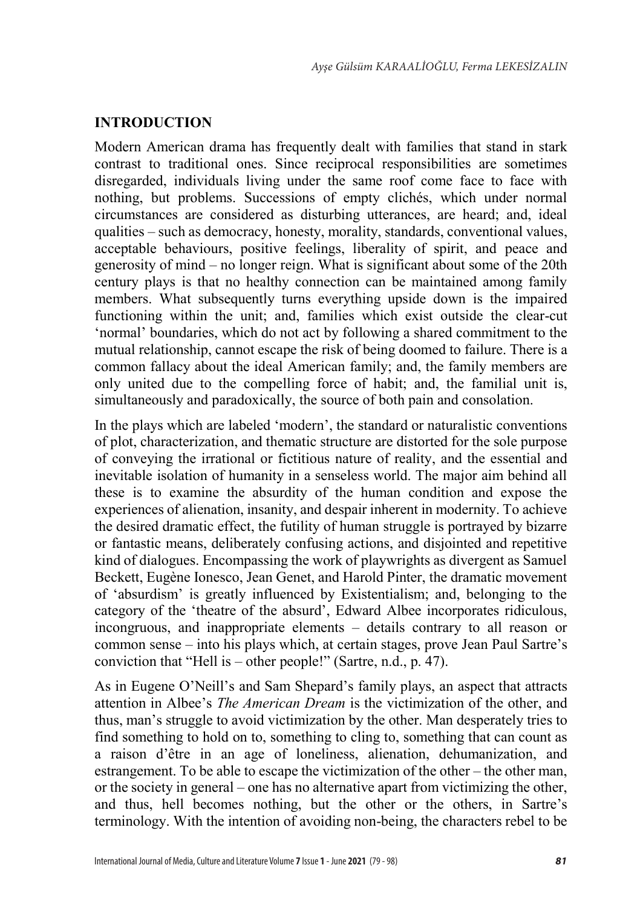## INTRODUCTION

Modern American drama has frequently dealt with families that stand in stark contrast to traditional ones. Since reciprocal responsibilities are sometimes disregarded, individuals living under the same roof come face to face with nothing, but problems. Successions of empty clichés, which under normal circumstances are considered as disturbing utterances, are heard; and, ideal qualities – such as democracy, honesty, morality, standards, conventional values, acceptable behaviours, positive feelings, liberality of spirit, and peace and generosity of mind – no longer reign. What is significant about some of the 20th century plays is that no healthy connection can be maintained among family members. What subsequently turns everything upside down is the impaired functioning within the unit; and, families which exist outside the clear-cut 'normal' boundaries, which do not act by following a shared commitment to the mutual relationship, cannot escape the risk of being doomed to failure. There is a common fallacy about the ideal American family; and, the family members are only united due to the compelling force of habit; and, the familial unit is, simultaneously and paradoxically, the source of both pain and consolation.

In the plays which are labeled 'modern', the standard or naturalistic conventions of plot, characterization, and thematic structure are distorted for the sole purpose of conveying the irrational or fictitious nature of reality, and the essential and inevitable isolation of humanity in a senseless world. The major aim behind all these is to examine the absurdity of the human condition and expose the experiences of alienation, insanity, and despair inherent in modernity. To achieve the desired dramatic effect, the futility of human struggle is portrayed by bizarre or fantastic means, deliberately confusing actions, and disjointed and repetitive kind of dialogues. Encompassing the work of playwrights as divergent as Samuel Beckett, Eugène Ionesco, Jean Genet, and Harold Pinter, the dramatic movement of 'absurdism' is greatly influenced by Existentialism; and, belonging to the category of the 'theatre of the absurd', Edward Albee incorporates ridiculous, incongruous, and inappropriate elements – details contrary to all reason or common sense – into his plays which, at certain stages, prove Jean Paul Sartre's conviction that "Hell is – other people!" (Sartre, n.d., p. 47).

As in Eugene O'Neill's and Sam Shepard's family plays, an aspect that attracts attention in Albee's *The American Dream* is the victimization of the other, and thus, man's struggle to avoid victimization by the other. Man desperately tries to find something to hold on to, something to cling to, something that can count as a raison d'être in an age of loneliness, alienation, dehumanization, and estrangement. To be able to escape the victimization of the other – the other man, or the society in general – one has no alternative apart from victimizing the other, and thus, hell becomes nothing, but the other or the others, in Sartre's terminology. With the intention of avoiding non-being, the characters rebel to be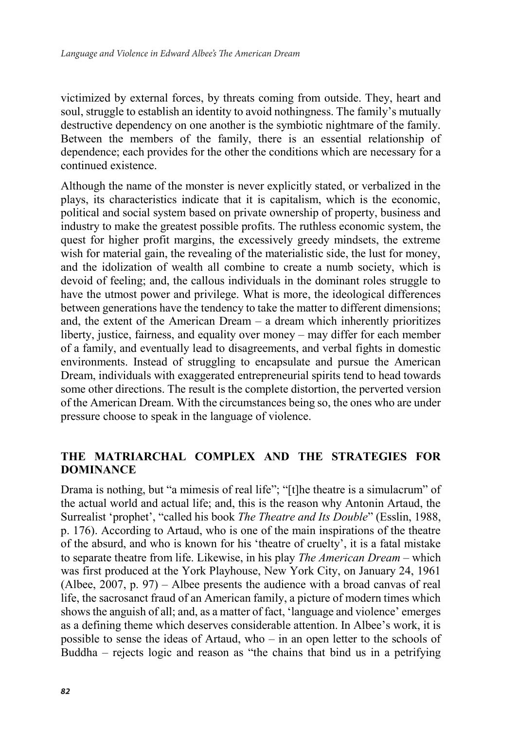victimized by external forces, by threats coming from outside. They, heart and soul, struggle to establish an identity to avoid nothingness. The family's mutually destructive dependency on one another is the symbiotic nightmare of the family. Between the members of the family, there is an essential relationship of dependence; each provides for the other the conditions which are necessary for a continued existence.

Although the name of the monster is never explicitly stated, or verbalized in the plays, its characteristics indicate that it is capitalism, which is the economic, political and social system based on private ownership of property, business and industry to make the greatest possible profits. The ruthless economic system, the quest for higher profit margins, the excessively greedy mindsets, the extreme wish for material gain, the revealing of the materialistic side, the lust for money, and the idolization of wealth all combine to create a numb society, which is devoid of feeling; and, the callous individuals in the dominant roles struggle to have the utmost power and privilege. What is more, the ideological differences between generations have the tendency to take the matter to different dimensions; and, the extent of the American Dream – a dream which inherently prioritizes liberty, justice, fairness, and equality over money – may differ for each member of a family, and eventually lead to disagreements, and verbal fights in domestic environments. Instead of struggling to encapsulate and pursue the American Dream, individuals with exaggerated entrepreneurial spirits tend to head towards some other directions. The result is the complete distortion, the perverted version of the American Dream. With the circumstances being so, the ones who are under pressure choose to speak in the language of violence.

## THE MATRIARCHAL COMPLEX AND THE STRATEGIES FOR DOMINANCE

Drama is nothing, but "a mimesis of real life"; "[t]he theatre is a simulacrum" of the actual world and actual life; and, this is the reason why Antonin Artaud, the Surrealist 'prophet', "called his book *The Theatre and Its Double*" (Esslin, 1988, p. 176). According to Artaud, who is one of the main inspirations of the theatre of the absurd, and who is known for his 'theatre of cruelty', it is a fatal mistake to separate theatre from life. Likewise, in his play *The American Dream* – which was first produced at the York Playhouse, New York City, on January 24, 1961 (Albee, 2007, p. 97) – Albee presents the audience with a broad canvas of real life, the sacrosanct fraud of an American family, a picture of modern times which shows the anguish of all; and, as a matter of fact, 'language and violence' emerges as a defining theme which deserves considerable attention. In Albee's work, it is possible to sense the ideas of Artaud, who – in an open letter to the schools of Buddha – rejects logic and reason as "the chains that bind us in a petrifying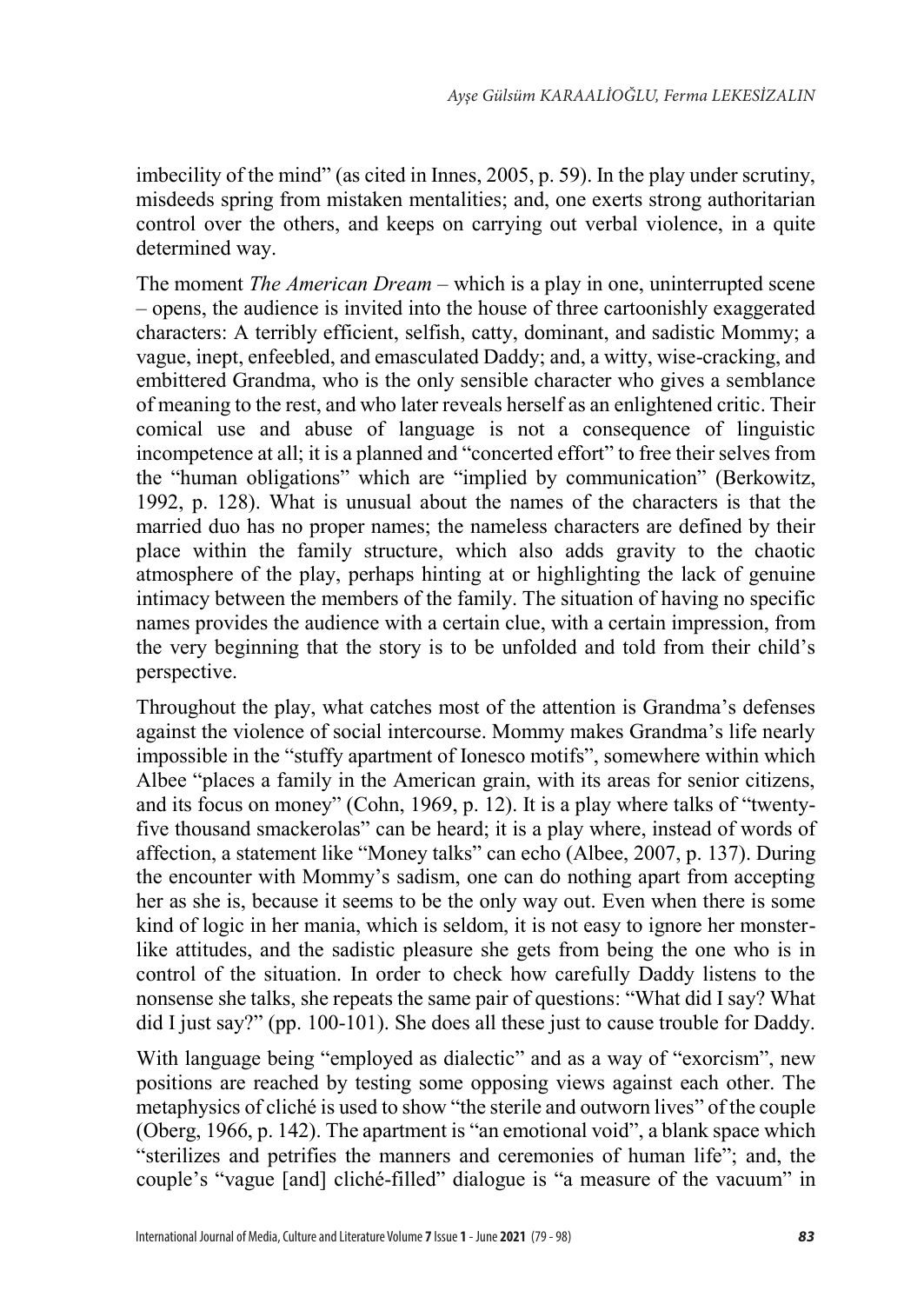imbecility of the mind" (as cited in Innes, 2005, p. 59). In the play under scrutiny, misdeeds spring from mistaken mentalities; and, one exerts strong authoritarian control over the others, and keeps on carrying out verbal violence, in a quite determined way.

The moment *The American Dream* – which is a play in one, uninterrupted scene – opens, the audience is invited into the house of three cartoonishly exaggerated characters: A terribly efficient, selfish, catty, dominant, and sadistic Mommy; a vague, inept, enfeebled, and emasculated Daddy; and, a witty, wise-cracking, and embittered Grandma, who is the only sensible character who gives a semblance of meaning to the rest, and who later reveals herself as an enlightened critic. Their comical use and abuse of language is not a consequence of linguistic incompetence at all; it is a planned and "concerted effort" to free their selves from the "human obligations" which are "implied by communication" (Berkowitz, 1992, p. 128). What is unusual about the names of the characters is that the married duo has no proper names; the nameless characters are defined by their place within the family structure, which also adds gravity to the chaotic atmosphere of the play, perhaps hinting at or highlighting the lack of genuine intimacy between the members of the family. The situation of having no specific names provides the audience with a certain clue, with a certain impression, from the very beginning that the story is to be unfolded and told from their child's perspective.

Throughout the play, what catches most of the attention is Grandma's defenses against the violence of social intercourse. Mommy makes Grandma's life nearly impossible in the "stuffy apartment of Ionesco motifs", somewhere within which Albee "places a family in the American grain, with its areas for senior citizens, and its focus on money" (Cohn, 1969, p. 12). It is a play where talks of "twenty-five thousand smackerolas" can be heard; it is a play where, instead of words of affection, a statement like "Money talks" can echo (Albee, 2007, p. 137). During the encounter with Mommy's sadism, one can do nothing apart from accepting her as she is, because it seems to be the only way out. Even when there is some kind of logic in her mania, which is seldom, it is not easy to ignore her monster-like attitudes, and the sadistic pleasure she gets from being the one who is in control of the situation. In order to check how carefully Daddy listens to the nonsense she talks, she repeats the same pair of questions: "What did I say? What did I just say?" (pp. 100-101). She does all these just to cause trouble for Daddy.

With language being "employed as dialectic" and as a way of "exorcism", new positions are reached by testing some opposing views against each other. The metaphysics of cliché is used to show "the sterile and outworn lives" of the couple (Oberg, 1966, p. 142). The apartment is "an emotional void", a blank space which "sterilizes and petrifies the manners and ceremonies of human life"; and, the couple's "vague [and] cliché-filled" dialogue is "a measure of the vacuum" in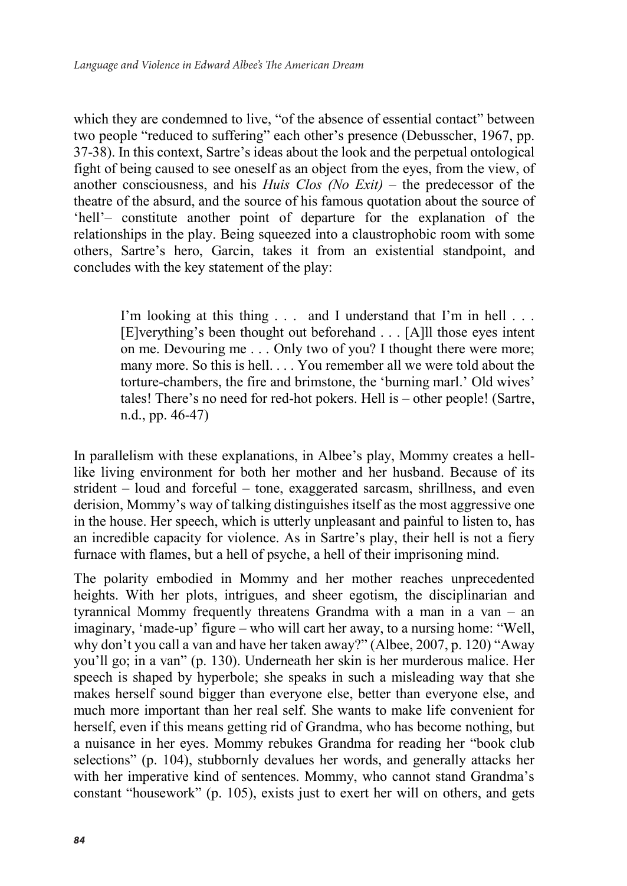which they are condemned to live, "of the absence of essential contact" between two people "reduced to suffering" each other's presence (Debusscher, 1967, pp. 37-38). In this context, Sartre's ideas about the look and the perpetual ontological fight of being caused to see oneself as an object from the eyes, from the view, of another consciousness, and his *Huis Clos (No Exit)* – the predecessor of the theatre of the absurd, and the source of his famous quotation about the source of 'hell'– constitute another point of departure for the explanation of the relationships in the play. Being squeezed into a claustrophobic room with some others, Sartre's hero, Garcin, takes it from an existential standpoint, and concludes with the key statement of the play:

> I'm looking at this thing . . . and I understand that I'm in hell . . . [E]verything's been thought out beforehand . . . [A]ll those eyes intent on me. Devouring me . . . Only two of you? I thought there were more; many more. So this is hell. . . . You remember all we were told about the torture-chambers, the fire and brimstone, the 'burning marl.' Old wives' tales! There's no need for red-hot pokers. Hell is – other people! (Sartre, n.d., pp. 46-47)

In parallelism with these explanations, in Albee's play, Mommy creates a hell-like living environment for both her mother and her husband. Because of its strident – loud and forceful – tone, exaggerated sarcasm, shrillness, and even derision, Mommy's way of talking distinguishes itself as the most aggressive one in the house. Her speech, which is utterly unpleasant and painful to listen to, has an incredible capacity for violence. As in Sartre's play, their hell is not a fiery furnace with flames, but a hell of psyche, a hell of their imprisoning mind.

The polarity embodied in Mommy and her mother reaches unprecedented heights. With her plots, intrigues, and sheer egotism, the disciplinarian and tyrannical Mommy frequently threatens Grandma with a man in a van – an imaginary, 'made-up' figure – who will cart her away, to a nursing home: "Well, why don't you call a van and have her taken away?" (Albee, 2007, p. 120) "Away you'll go; in a van" (p. 130). Underneath her skin is her murderous malice. Her speech is shaped by hyperbole; she speaks in such a misleading way that she makes herself sound bigger than everyone else, better than everyone else, and much more important than her real self. She wants to make life convenient for herself, even if this means getting rid of Grandma, who has become nothing, but a nuisance in her eyes. Mommy rebukes Grandma for reading her "book club selections" (p. 104), stubbornly devalues her words, and generally attacks her with her imperative kind of sentences. Mommy, who cannot stand Grandma's constant "housework" (p. 105), exists just to exert her will on others, and gets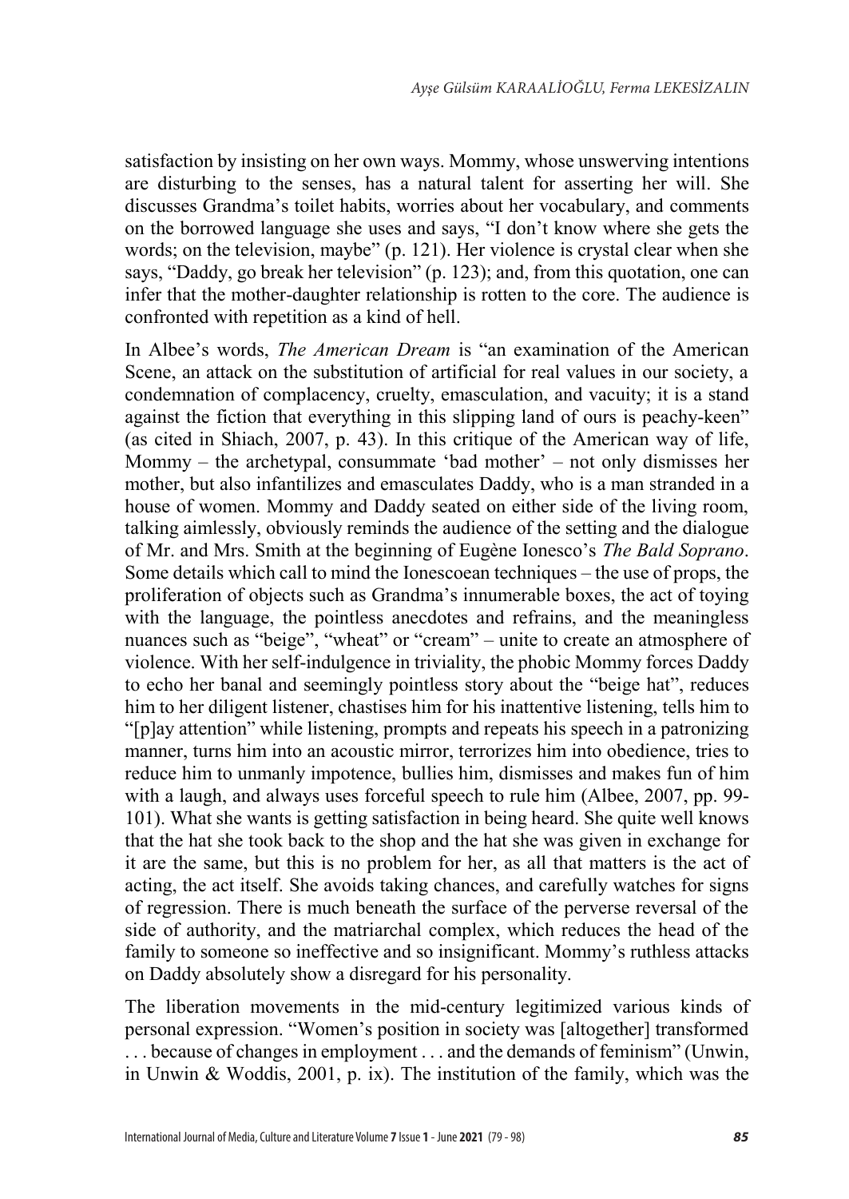satisfaction by insisting on her own ways. Mommy, whose unswerving intentions are disturbing to the senses, has a natural talent for asserting her will. She discusses Grandma's toilet habits, worries about her vocabulary, and comments on the borrowed language she uses and says, "I don't know where she gets the words; on the television, maybe" (p. 121). Her violence is crystal clear when she says, "Daddy, go break her television" (p. 123); and, from this quotation, one can infer that the mother-daughter relationship is rotten to the core. The audience is confronted with repetition as a kind of hell.

In Albee's words, *The American Dream* is "an examination of the American Scene, an attack on the substitution of artificial for real values in our society, a condemnation of complacency, cruelty, emasculation, and vacuity; it is a stand against the fiction that everything in this slipping land of ours is peachy-keen" (as cited in Shiach, 2007, p. 43). In this critique of the American way of life, Mommy – the archetypal, consummate 'bad mother' – not only dismisses her mother, but also infantilizes and emasculates Daddy, who is a man stranded in a house of women. Mommy and Daddy seated on either side of the living room, talking aimlessly, obviously reminds the audience of the setting and the dialogue of Mr. and Mrs. Smith at the beginning of Eugène Ionesco's *The Bald Soprano*. Some details which call to mind the Ionescoean techniques – the use of props, the proliferation of objects such as Grandma's innumerable boxes, the act of toying with the language, the pointless anecdotes and refrains, and the meaningless nuances such as "beige", "wheat" or "cream" – unite to create an atmosphere of violence. With her self-indulgence in triviality, the phobic Mommy forces Daddy to echo her banal and seemingly pointless story about the "beige hat", reduces him to her diligent listener, chastises him for his inattentive listening, tells him to "[p]ay attention" while listening, prompts and repeats his speech in a patronizing manner, turns him into an acoustic mirror, terrorizes him into obedience, tries to reduce him to unmanly impotence, bullies him, dismisses and makes fun of him with a laugh, and always uses forceful speech to rule him (Albee, 2007, pp. 99-101). What she wants is getting satisfaction in being heard. She quite well knows that the hat she took back to the shop and the hat she was given in exchange for it are the same, but this is no problem for her, as all that matters is the act of acting, the act itself. She avoids taking chances, and carefully watches for signs of regression. There is much beneath the surface of the perverse reversal of the side of authority, and the matriarchal complex, which reduces the head of the family to someone so ineffective and so insignificant. Mommy's ruthless attacks on Daddy absolutely show a disregard for his personality.

The liberation movements in the mid-century legitimized various kinds of personal expression. "Women's position in society was [altogether] transformed . . . because of changes in employment . . . and the demands of feminism" (Unwin, in Unwin & Woddis, 2001, p. ix). The institution of the family, which was the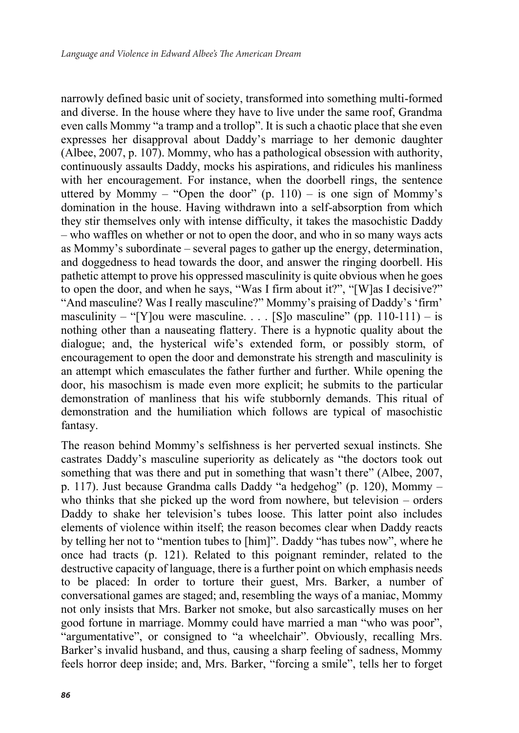narrowly defined basic unit of society, transformed into something multi-formed and diverse. In the house where they have to live under the same roof, Grandma even calls Mommy "a tramp and a trollop". It is such a chaotic place that she even expresses her disapproval about Daddy's marriage to her demonic daughter (Albee, 2007, p. 107). Mommy, who has a pathological obsession with authority, continuously assaults Daddy, mocks his aspirations, and ridicules his manliness with her encouragement. For instance, when the doorbell rings, the sentence uttered by Mommy – "Open the door" (p. 110) – is one sign of Mommy's domination in the house. Having withdrawn into a self-absorption from which they stir themselves only with intense difficulty, it takes the masochistic Daddy – who waffles on whether or not to open the door, and who in so many ways acts as Mommy's subordinate – several pages to gather up the energy, determination, and doggedness to head towards the door, and answer the ringing doorbell. His pathetic attempt to prove his oppressed masculinity is quite obvious when he goes to open the door, and when he says, "Was I firm about it?", "[W]as I decisive?" "And masculine? Was I really masculine?" Mommy's praising of Daddy's 'firm' masculinity – "[Y]ou were masculine. . . . [S]o masculine" (pp. 110-111) – is nothing other than a nauseating flattery. There is a hypnotic quality about the dialogue; and, the hysterical wife's extended form, or possibly storm, of encouragement to open the door and demonstrate his strength and masculinity is an attempt which emasculates the father further and further. While opening the door, his masochism is made even more explicit; he submits to the particular demonstration of manliness that his wife stubbornly demands. This ritual of demonstration and the humiliation which follows are typical of masochistic fantasy.

The reason behind Mommy's selfishness is her perverted sexual instincts. She castrates Daddy's masculine superiority as delicately as "the doctors took out something that was there and put in something that wasn't there" (Albee, 2007, p. 117). Just because Grandma calls Daddy "a hedgehog" (p. 120), Mommy – who thinks that she picked up the word from nowhere, but television – orders Daddy to shake her television's tubes loose. This latter point also includes elements of violence within itself; the reason becomes clear when Daddy reacts by telling her not to "mention tubes to [him]". Daddy "has tubes now", where he once had tracts (p. 121). Related to this poignant reminder, related to the destructive capacity of language, there is a further point on which emphasis needs to be placed: In order to torture their guest, Mrs. Barker, a number of conversational games are staged; and, resembling the ways of a maniac, Mommy not only insists that Mrs. Barker not smoke, but also sarcastically muses on her good fortune in marriage. Mommy could have married a man "who was poor", "argumentative", or consigned to "a wheelchair". Obviously, recalling Mrs. Barker's invalid husband, and thus, causing a sharp feeling of sadness, Mommy feels horror deep inside; and, Mrs. Barker, "forcing a smile", tells her to forget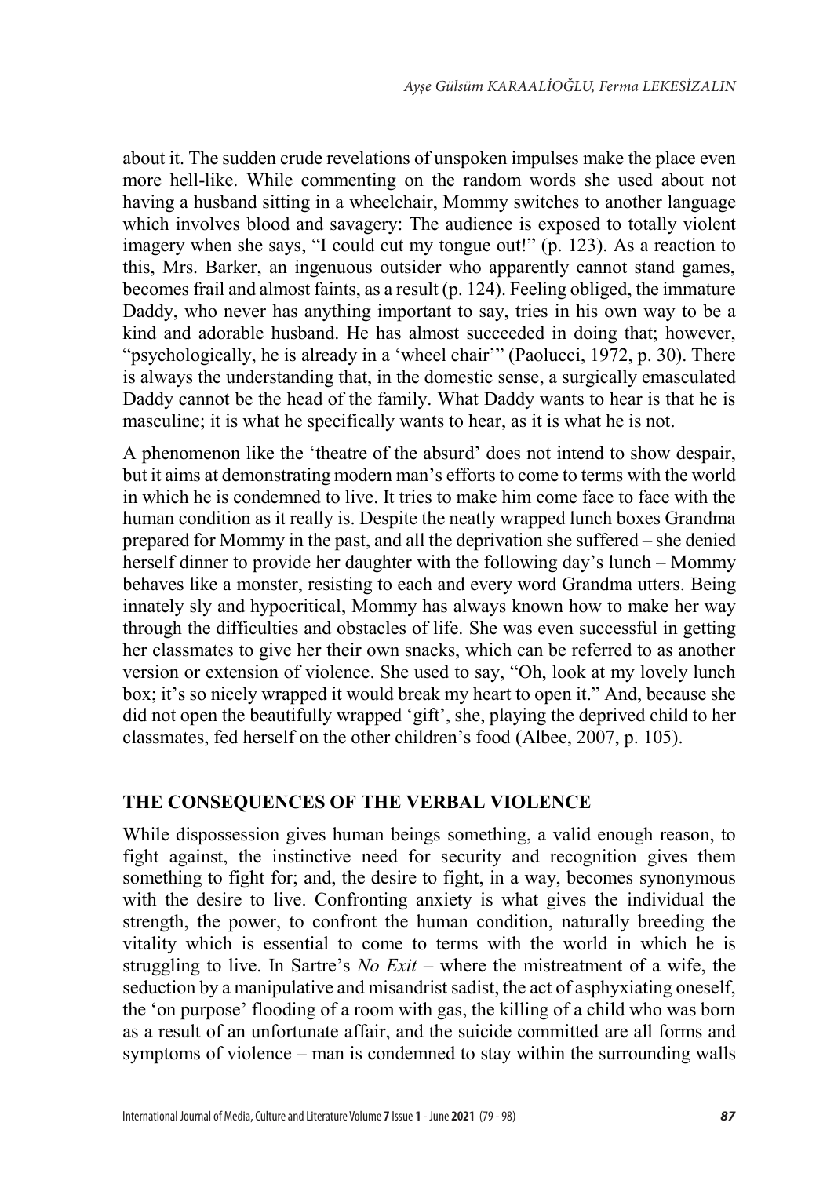about it. The sudden crude revelations of unspoken impulses make the place even more hell-like. While commenting on the random words she used about not having a husband sitting in a wheelchair, Mommy switches to another language which involves blood and savagery: The audience is exposed to totally violent imagery when she says, "I could cut my tongue out!" (p. 123). As a reaction to this, Mrs. Barker, an ingenuous outsider who apparently cannot stand games, becomes frail and almost faints, as a result (p. 124). Feeling obliged, the immature Daddy, who never has anything important to say, tries in his own way to be a kind and adorable husband. He has almost succeeded in doing that; however, "psychologically, he is already in a 'wheel chair'" (Paolucci, 1972, p. 30). There is always the understanding that, in the domestic sense, a surgically emasculated Daddy cannot be the head of the family. What Daddy wants to hear is that he is masculine; it is what he specifically wants to hear, as it is what he is not.

A phenomenon like the 'theatre of the absurd' does not intend to show despair, but it aims at demonstrating modern man's efforts to come to terms with the world in which he is condemned to live. It tries to make him come face to face with the human condition as it really is. Despite the neatly wrapped lunch boxes Grandma prepared for Mommy in the past, and all the deprivation she suffered – she denied herself dinner to provide her daughter with the following day's lunch – Mommy behaves like a monster, resisting to each and every word Grandma utters. Being innately sly and hypocritical, Mommy has always known how to make her way through the difficulties and obstacles of life. She was even successful in getting her classmates to give her their own snacks, which can be referred to as another version or extension of violence. She used to say, "Oh, look at my lovely lunch box; it's so nicely wrapped it would break my heart to open it." And, because she did not open the beautifully wrapped 'gift', she, playing the deprived child to her classmates, fed herself on the other children's food (Albee, 2007, p. 105).

## THE CONSEQUENCES OF THE VERBAL VIOLENCE

While dispossession gives human beings something, a valid enough reason, to fight against, the instinctive need for security and recognition gives them something to fight for; and, the desire to fight, in a way, becomes synonymous with the desire to live. Confronting anxiety is what gives the individual the strength, the power, to confront the human condition, naturally breeding the vitality which is essential to come to terms with the world in which he is struggling to live. In Sartre's *No Exit* – where the mistreatment of a wife, the seduction by a manipulative and misandrist sadist, the act of asphyxiating oneself, the 'on purpose' flooding of a room with gas, the killing of a child who was born as a result of an unfortunate affair, and the suicide committed are all forms and symptoms of violence – man is condemned to stay within the surrounding walls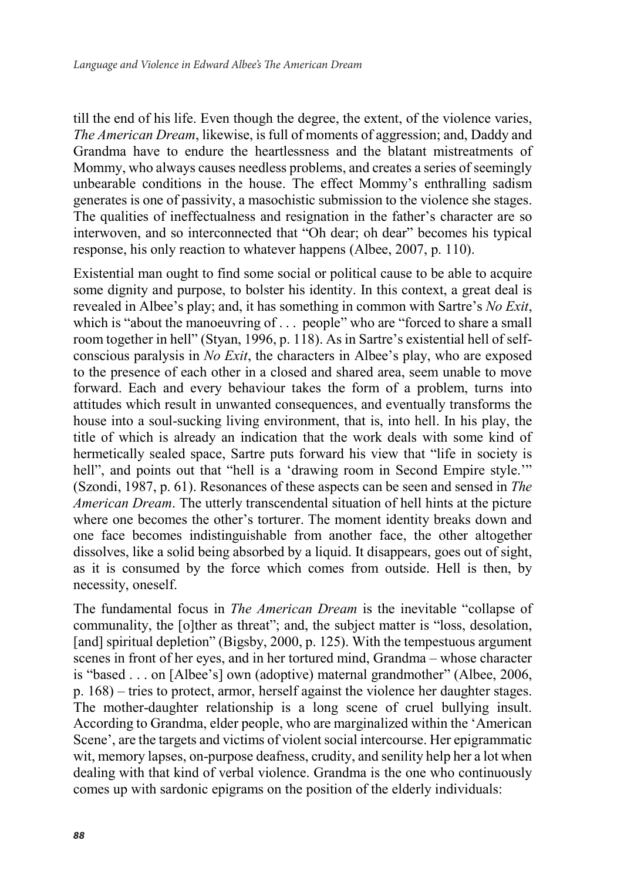till the end of his life. Even though the degree, the extent, of the violence varies, *The American Dream*, likewise, is full of moments of aggression; and, Daddy and Grandma have to endure the heartlessness and the blatant mistreatments of Mommy, who always causes needless problems, and creates a series of seemingly unbearable conditions in the house. The effect Mommy's enthralling sadism generates is one of passivity, a masochistic submission to the violence she stages. The qualities of ineffectualness and resignation in the father's character are so interwoven, and so interconnected that "Oh dear; oh dear" becomes his typical response, his only reaction to whatever happens (Albee, 2007, p. 110).

Existential man ought to find some social or political cause to be able to acquire some dignity and purpose, to bolster his identity. In this context, a great deal is revealed in Albee's play; and, it has something in common with Sartre's *No Exit*, which is "about the manoeuvring of . . . people" who are "forced to share a small room together in hell" (Styan, 1996, p. 118). As in Sartre's existential hell of self-conscious paralysis in *No Exit*, the characters in Albee's play, who are exposed to the presence of each other in a closed and shared area, seem unable to move forward. Each and every behaviour takes the form of a problem, turns into attitudes which result in unwanted consequences, and eventually transforms the house into a soul-sucking living environment, that is, into hell. In his play, the title of which is already an indication that the work deals with some kind of hermetically sealed space, Sartre puts forward his view that "life in society is hell", and points out that "hell is a 'drawing room in Second Empire style.'" (Szondi, 1987, p. 61). Resonances of these aspects can be seen and sensed in *The American Dream*. The utterly transcendental situation of hell hints at the picture where one becomes the other's torturer. The moment identity breaks down and one face becomes indistinguishable from another face, the other altogether dissolves, like a solid being absorbed by a liquid. It disappears, goes out of sight, as it is consumed by the force which comes from outside. Hell is then, by necessity, oneself.

The fundamental focus in *The American Dream* is the inevitable "collapse of communality, the [o]ther as threat"; and, the subject matter is "loss, desolation, [and] spiritual depletion" (Bigsby, 2000, p. 125). With the tempestuous argument scenes in front of her eyes, and in her tortured mind, Grandma – whose character is "based . . . on [Albee's] own (adoptive) maternal grandmother" (Albee, 2006, p. 168) – tries to protect, armor, herself against the violence her daughter stages. The mother-daughter relationship is a long scene of cruel bullying insult. According to Grandma, elder people, who are marginalized within the 'American Scene', are the targets and victims of violent social intercourse. Her epigrammatic wit, memory lapses, on-purpose deafness, crudity, and senility help her a lot when dealing with that kind of verbal violence. Grandma is the one who continuously comes up with sardonic epigrams on the position of the elderly individuals: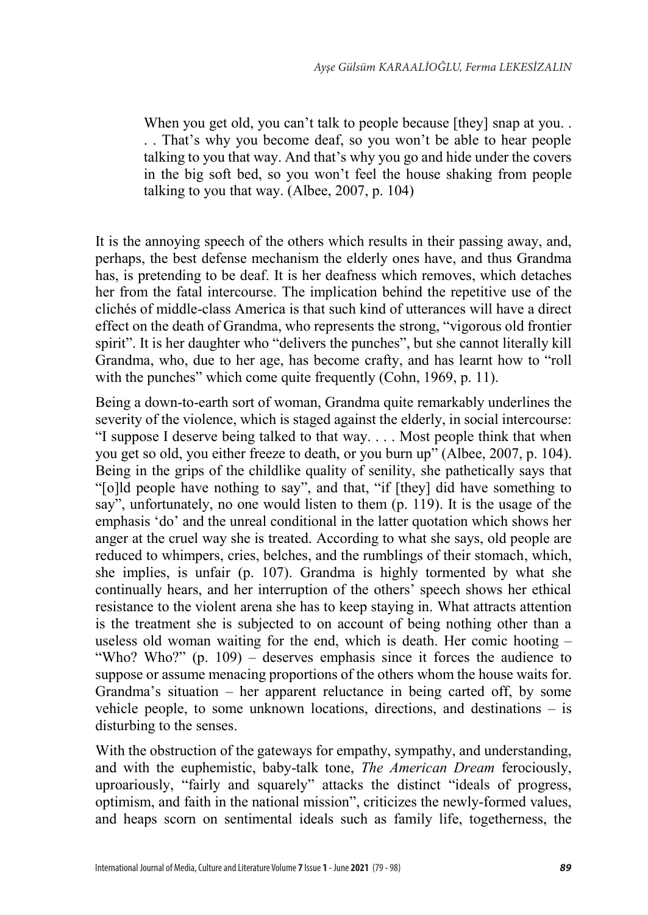> When you get old, you can't talk to people because [they] snap at you. . . . That's why you become deaf, so you won't be able to hear people talking to you that way. And that's why you go and hide under the covers in the big soft bed, so you won't feel the house shaking from people talking to you that way. (Albee, 2007, p. 104)

It is the annoying speech of the others which results in their passing away, and, perhaps, the best defense mechanism the elderly ones have, and thus Grandma has, is pretending to be deaf. It is her deafness which removes, which detaches her from the fatal intercourse. The implication behind the repetitive use of the clichés of middle-class America is that such kind of utterances will have a direct effect on the death of Grandma, who represents the strong, "vigorous old frontier spirit". It is her daughter who "delivers the punches", but she cannot literally kill Grandma, who, due to her age, has become crafty, and has learnt how to "roll with the punches" which come quite frequently (Cohn, 1969, p. 11).

Being a down-to-earth sort of woman, Grandma quite remarkably underlines the severity of the violence, which is staged against the elderly, in social intercourse: "I suppose I deserve being talked to that way. . . . Most people think that when you get so old, you either freeze to death, or you burn up" (Albee, 2007, p. 104). Being in the grips of the childlike quality of senility, she pathetically says that "[o]ld people have nothing to say", and that, "if [they] did have something to say", unfortunately, no one would listen to them (p. 119). It is the usage of the emphasis 'do' and the unreal conditional in the latter quotation which shows her anger at the cruel way she is treated. According to what she says, old people are reduced to whimpers, cries, belches, and the rumblings of their stomach, which, she implies, is unfair (p. 107). Grandma is highly tormented by what she continually hears, and her interruption of the others' speech shows her ethical resistance to the violent arena she has to keep staying in. What attracts attention is the treatment she is subjected to on account of being nothing other than a useless old woman waiting for the end, which is death. Her comic hooting – "Who? Who?" (p. 109) – deserves emphasis since it forces the audience to suppose or assume menacing proportions of the others whom the house waits for. Grandma's situation – her apparent reluctance in being carted off, by some vehicle people, to some unknown locations, directions, and destinations – is disturbing to the senses.

With the obstruction of the gateways for empathy, sympathy, and understanding, and with the euphemistic, baby-talk tone, *The American Dream* ferociously, uproariously, "fairly and squarely" attacks the distinct "ideals of progress, optimism, and faith in the national mission", criticizes the newly-formed values, and heaps scorn on sentimental ideals such as family life, togetherness, the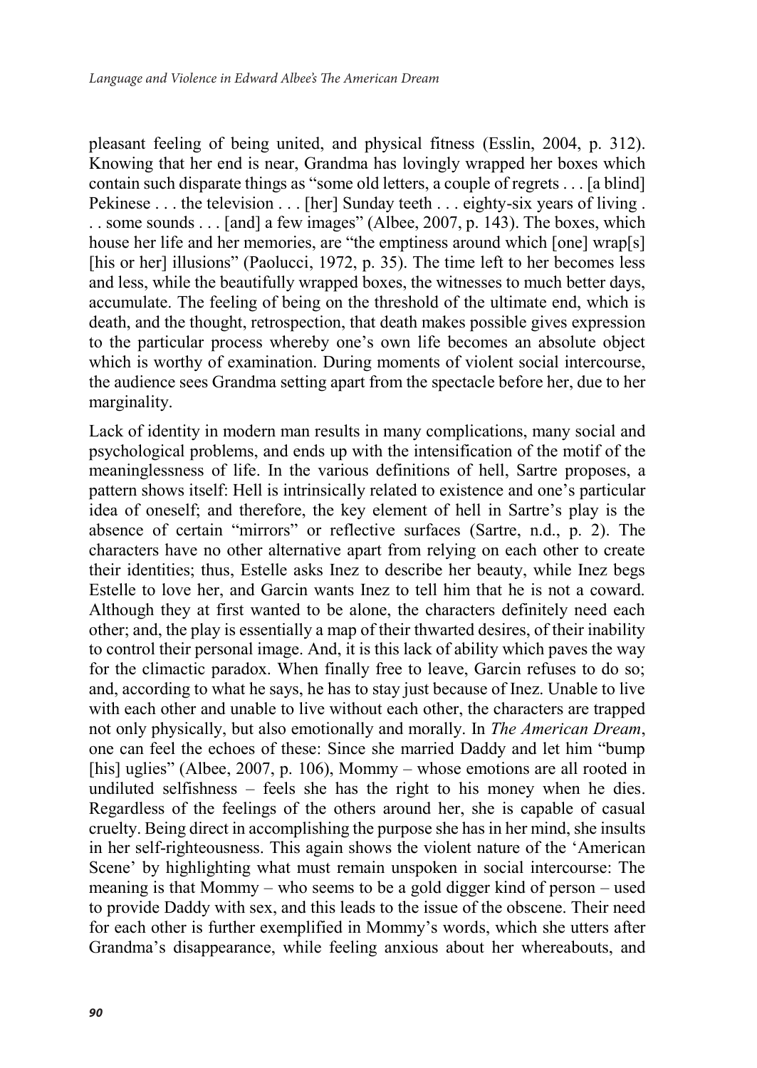pleasant feeling of being united, and physical fitness (Esslin, 2004, p. 312). Knowing that her end is near, Grandma has lovingly wrapped her boxes which contain such disparate things as "some old letters, a couple of regrets . . . [a blind] Pekinese . . . the television . . . [her] Sunday teeth . . . eighty-six years of living . . . some sounds . . . [and] a few images" (Albee, 2007, p. 143). The boxes, which house her life and her memories, are "the emptiness around which [one] wrap[s] [his or her] illusions" (Paolucci, 1972, p. 35). The time left to her becomes less and less, while the beautifully wrapped boxes, the witnesses to much better days, accumulate. The feeling of being on the threshold of the ultimate end, which is death, and the thought, retrospection, that death makes possible gives expression to the particular process whereby one's own life becomes an absolute object which is worthy of examination. During moments of violent social intercourse, the audience sees Grandma setting apart from the spectacle before her, due to her marginality.

Lack of identity in modern man results in many complications, many social and psychological problems, and ends up with the intensification of the motif of the meaninglessness of life. In the various definitions of hell, Sartre proposes, a pattern shows itself: Hell is intrinsically related to existence and one's particular idea of oneself; and therefore, the key element of hell in Sartre's play is the absence of certain "mirrors" or reflective surfaces (Sartre, n.d., p. 2). The characters have no other alternative apart from relying on each other to create their identities; thus, Estelle asks Inez to describe her beauty, while Inez begs Estelle to love her, and Garcin wants Inez to tell him that he is not a coward. Although they at first wanted to be alone, the characters definitely need each other; and, the play is essentially a map of their thwarted desires, of their inability to control their personal image. And, it is this lack of ability which paves the way for the climactic paradox. When finally free to leave, Garcin refuses to do so; and, according to what he says, he has to stay just because of Inez. Unable to live with each other and unable to live without each other, the characters are trapped not only physically, but also emotionally and morally. In *The American Dream*, one can feel the echoes of these: Since she married Daddy and let him "bump [his] uglies" (Albee, 2007, p. 106), Mommy – whose emotions are all rooted in undiluted selfishness – feels she has the right to his money when he dies. Regardless of the feelings of the others around her, she is capable of casual cruelty. Being direct in accomplishing the purpose she has in her mind, she insults in her self-righteousness. This again shows the violent nature of the 'American Scene' by highlighting what must remain unspoken in social intercourse: The meaning is that Mommy – who seems to be a gold digger kind of person – used to provide Daddy with sex, and this leads to the issue of the obscene. Their need for each other is further exemplified in Mommy's words, which she utters after Grandma's disappearance, while feeling anxious about her whereabouts, and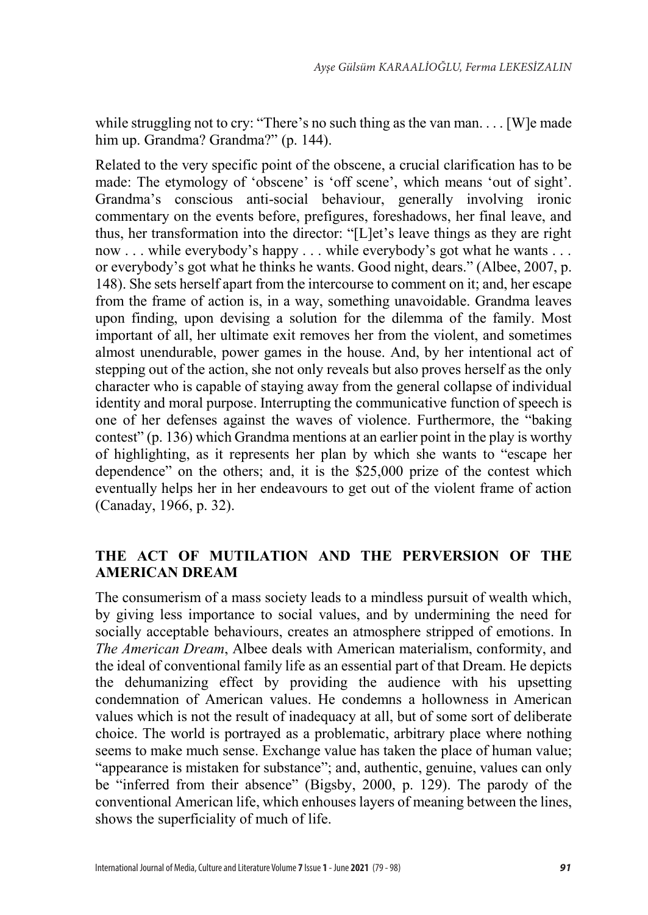while struggling not to cry: "There's no such thing as the van man. . . . [W]e made him up. Grandma? Grandma?" (p. 144).

Related to the very specific point of the obscene, a crucial clarification has to be made: The etymology of 'obscene' is 'off scene', which means 'out of sight'. Grandma's conscious anti-social behaviour, generally involving ironic commentary on the events before, prefigures, foreshadows, her final leave, and thus, her transformation into the director: "[L]et's leave things as they are right now . . . while everybody's happy . . . while everybody's got what he wants . . . or everybody's got what he thinks he wants. Good night, dears." (Albee, 2007, p. 148). She sets herself apart from the intercourse to comment on it; and, her escape from the frame of action is, in a way, something unavoidable. Grandma leaves upon finding, upon devising a solution for the dilemma of the family. Most important of all, her ultimate exit removes her from the violent, and sometimes almost unendurable, power games in the house. And, by her intentional act of stepping out of the action, she not only reveals but also proves herself as the only character who is capable of staying away from the general collapse of individual identity and moral purpose. Interrupting the communicative function of speech is one of her defenses against the waves of violence. Furthermore, the "baking contest" (p. 136) which Grandma mentions at an earlier point in the play is worthy of highlighting, as it represents her plan by which she wants to "escape her dependence" on the others; and, it is the $25,000 prize of the contest which eventually helps her in her endeavours to get out of the violent frame of action (Canaday, 1966, p. 32).

## THE ACT OF MUTILATION AND THE PERVERSION OF THE AMERICAN DREAM

The consumerism of a mass society leads to a mindless pursuit of wealth which, by giving less importance to social values, and by undermining the need for socially acceptable behaviours, creates an atmosphere stripped of emotions. In *The American Dream*, Albee deals with American materialism, conformity, and the ideal of conventional family life as an essential part of that Dream. He depicts the dehumanizing effect by providing the audience with his upsetting condemnation of American values. He condemns a hollowness in American values which is not the result of inadequacy at all, but of some sort of deliberate choice. The world is portrayed as a problematic, arbitrary place where nothing seems to make much sense. Exchange value has taken the place of human value; "appearance is mistaken for substance"; and, authentic, genuine, values can only be "inferred from their absence" (Bigsby, 2000, p. 129). The parody of the conventional American life, which enhouses layers of meaning between the lines, shows the superficiality of much of life.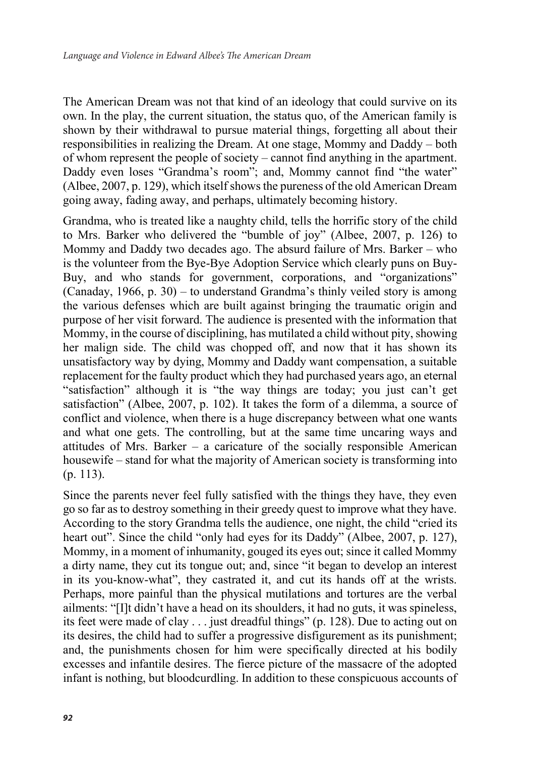The American Dream was not that kind of an ideology that could survive on its own. In the play, the current situation, the status quo, of the American family is shown by their withdrawal to pursue material things, forgetting all about their responsibilities in realizing the Dream. At one stage, Mommy and Daddy – both of whom represent the people of society – cannot find anything in the apartment. Daddy even loses "Grandma's room"; and, Mommy cannot find "the water" (Albee, 2007, p. 129), which itself shows the pureness of the old American Dream going away, fading away, and perhaps, ultimately becoming history.

Grandma, who is treated like a naughty child, tells the horrific story of the child to Mrs. Barker who delivered the "bumble of joy" (Albee, 2007, p. 126) to Mommy and Daddy two decades ago. The absurd failure of Mrs. Barker – who is the volunteer from the Bye-Bye Adoption Service which clearly puns on Buy-Buy, and who stands for government, corporations, and "organizations" (Canaday, 1966, p. 30) – to understand Grandma's thinly veiled story is among the various defenses which are built against bringing the traumatic origin and purpose of her visit forward. The audience is presented with the information that Mommy, in the course of disciplining, has mutilated a child without pity, showing her malign side. The child was chopped off, and now that it has shown its unsatisfactory way by dying, Mommy and Daddy want compensation, a suitable replacement for the faulty product which they had purchased years ago, an eternal "satisfaction" although it is "the way things are today; you just can't get satisfaction" (Albee, 2007, p. 102). It takes the form of a dilemma, a source of conflict and violence, when there is a huge discrepancy between what one wants and what one gets. The controlling, but at the same time uncaring ways and attitudes of Mrs. Barker – a caricature of the socially responsible American housewife – stand for what the majority of American society is transforming into (p. 113).

Since the parents never feel fully satisfied with the things they have, they even go so far as to destroy something in their greedy quest to improve what they have. According to the story Grandma tells the audience, one night, the child "cried its heart out". Since the child "only had eyes for its Daddy" (Albee, 2007, p. 127), Mommy, in a moment of inhumanity, gouged its eyes out; since it called Mommy a dirty name, they cut its tongue out; and, since "it began to develop an interest in its you-know-what", they castrated it, and cut its hands off at the wrists. Perhaps, more painful than the physical mutilations and tortures are the verbal ailments: "[I]t didn't have a head on its shoulders, it had no guts, it was spineless, its feet were made of clay . . . just dreadful things" (p. 128). Due to acting out on its desires, the child had to suffer a progressive disfigurement as its punishment; and, the punishments chosen for him were specifically directed at his bodily excesses and infantile desires. The fierce picture of the massacre of the adopted infant is nothing, but bloodcurdling. In addition to these conspicuous accounts of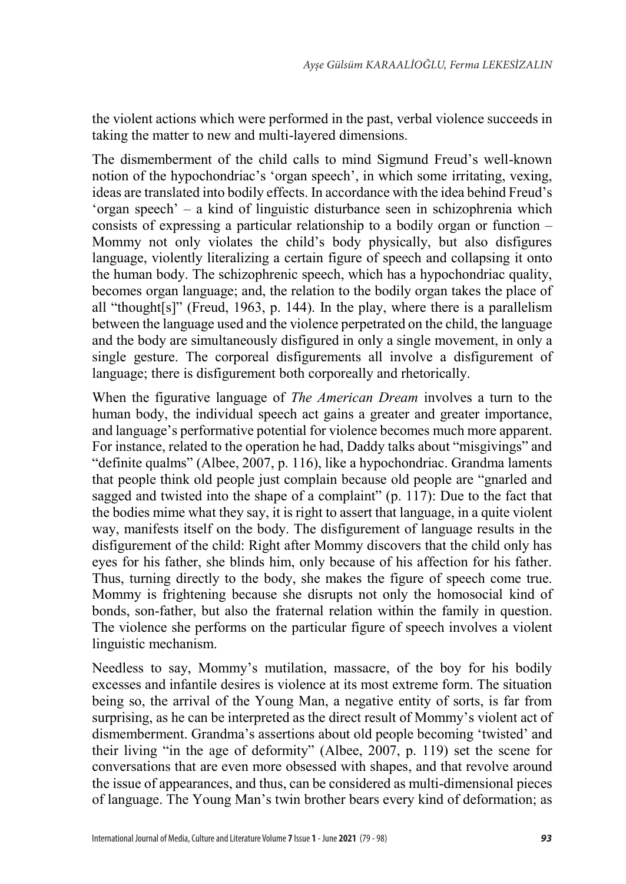the violent actions which were performed in the past, verbal violence succeeds in taking the matter to new and multi-layered dimensions.

The dismemberment of the child calls to mind Sigmund Freud's well-known notion of the hypochondriac's 'organ speech', in which some irritating, vexing, ideas are translated into bodily effects. In accordance with the idea behind Freud's 'organ speech' – a kind of linguistic disturbance seen in schizophrenia which consists of expressing a particular relationship to a bodily organ or function – Mommy not only violates the child's body physically, but also disfigures language, violently literalizing a certain figure of speech and collapsing it onto the human body. The schizophrenic speech, which has a hypochondriac quality, becomes organ language; and, the relation to the bodily organ takes the place of all "thought[s]" (Freud, 1963, p. 144). In the play, where there is a parallelism between the language used and the violence perpetrated on the child, the language and the body are simultaneously disfigured in only a single movement, in only a single gesture. The corporeal disfigurements all involve a disfigurement of language; there is disfigurement both corporeally and rhetorically.

When the figurative language of *The American Dream* involves a turn to the human body, the individual speech act gains a greater and greater importance, and language's performative potential for violence becomes much more apparent. For instance, related to the operation he had, Daddy talks about "misgivings" and "definite qualms" (Albee, 2007, p. 116), like a hypochondriac. Grandma laments that people think old people just complain because old people are "gnarled and sagged and twisted into the shape of a complaint" (p. 117): Due to the fact that the bodies mime what they say, it is right to assert that language, in a quite violent way, manifests itself on the body. The disfigurement of language results in the disfigurement of the child: Right after Mommy discovers that the child only has eyes for his father, she blinds him, only because of his affection for his father. Thus, turning directly to the body, she makes the figure of speech come true. Mommy is frightening because she disrupts not only the homosocial kind of bonds, son-father, but also the fraternal relation within the family in question. The violence she performs on the particular figure of speech involves a violent linguistic mechanism.

Needless to say, Mommy's mutilation, massacre, of the boy for his bodily excesses and infantile desires is violence at its most extreme form. The situation being so, the arrival of the Young Man, a negative entity of sorts, is far from surprising, as he can be interpreted as the direct result of Mommy's violent act of dismemberment. Grandma's assertions about old people becoming 'twisted' and their living "in the age of deformity" (Albee, 2007, p. 119) set the scene for conversations that are even more obsessed with shapes, and that revolve around the issue of appearances, and thus, can be considered as multi-dimensional pieces of language. The Young Man's twin brother bears every kind of deformation; as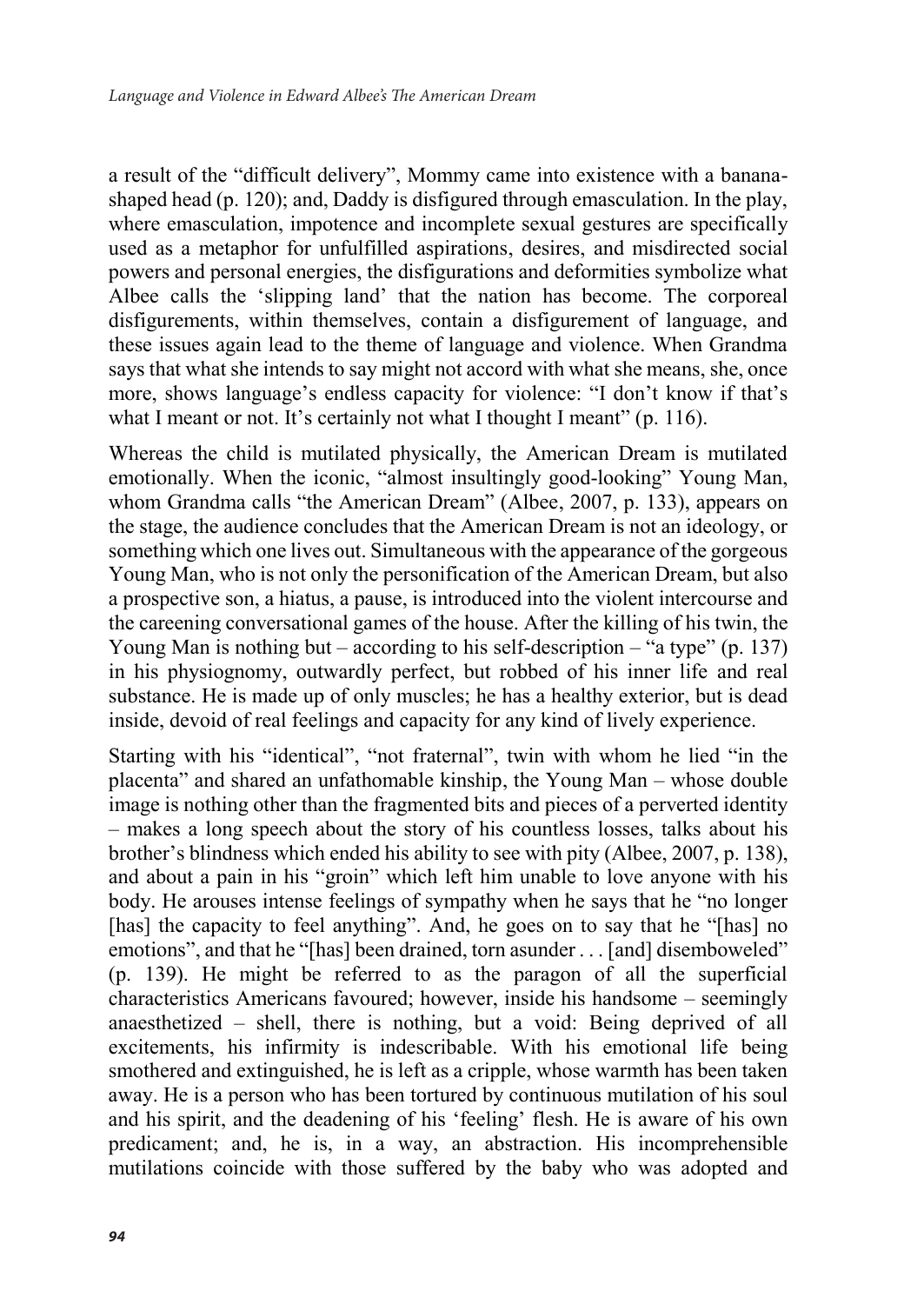a result of the "difficult delivery", Mommy came into existence with a banana-shaped head (p. 120); and, Daddy is disfigured through emasculation. In the play, where emasculation, impotence and incomplete sexual gestures are specifically used as a metaphor for unfulfilled aspirations, desires, and misdirected social powers and personal energies, the disfigurations and deformities symbolize what Albee calls the 'slipping land' that the nation has become. The corporeal disfigurements, within themselves, contain a disfigurement of language, and these issues again lead to the theme of language and violence. When Grandma says that what she intends to say might not accord with what she means, she, once more, shows language's endless capacity for violence: "I don't know if that's what I meant or not. It's certainly not what I thought I meant" (p. 116).

Whereas the child is mutilated physically, the American Dream is mutilated emotionally. When the iconic, "almost insultingly good-looking" Young Man, whom Grandma calls "the American Dream" (Albee, 2007, p. 133), appears on the stage, the audience concludes that the American Dream is not an ideology, or something which one lives out. Simultaneous with the appearance of the gorgeous Young Man, who is not only the personification of the American Dream, but also a prospective son, a hiatus, a pause, is introduced into the violent intercourse and the careening conversational games of the house. After the killing of his twin, the Young Man is nothing but – according to his self-description – "a type" (p. 137) in his physiognomy, outwardly perfect, but robbed of his inner life and real substance. He is made up of only muscles; he has a healthy exterior, but is dead inside, devoid of real feelings and capacity for any kind of lively experience.

Starting with his "identical", "not fraternal", twin with whom he lied "in the placenta" and shared an unfathomable kinship, the Young Man – whose double image is nothing other than the fragmented bits and pieces of a perverted identity – makes a long speech about the story of his countless losses, talks about his brother's blindness which ended his ability to see with pity (Albee, 2007, p. 138), and about a pain in his "groin" which left him unable to love anyone with his body. He arouses intense feelings of sympathy when he says that he "no longer [has] the capacity to feel anything". And, he goes on to say that he "[has] no emotions", and that he "[has] been drained, torn asunder . . . [and] disemboweled" (p. 139). He might be referred to as the paragon of all the superficial characteristics Americans favoured; however, inside his handsome – seemingly anaesthetized – shell, there is nothing, but a void: Being deprived of all excitements, his infirmity is indescribable. With his emotional life being smothered and extinguished, he is left as a cripple, whose warmth has been taken away. He is a person who has been tortured by continuous mutilation of his soul and his spirit, and the deadening of his 'feeling' flesh. He is aware of his own predicament; and, he is, in a way, an abstraction. His incomprehensible mutilations coincide with those suffered by the baby who was adopted and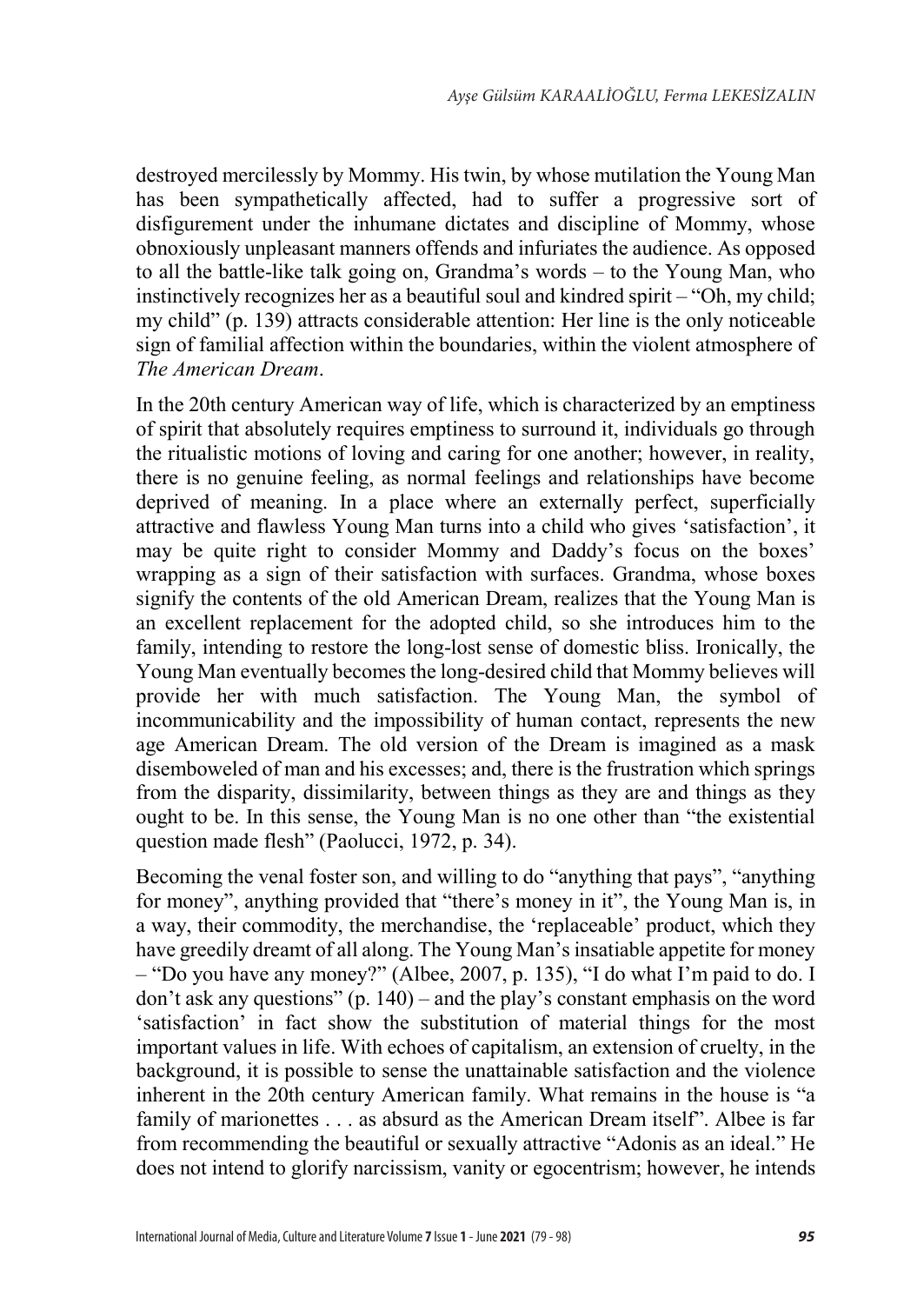destroyed mercilessly by Mommy. His twin, by whose mutilation the Young Man has been sympathetically affected, had to suffer a progressive sort of disfigurement under the inhumane dictates and discipline of Mommy, whose obnoxiously unpleasant manners offends and infuriates the audience. As opposed to all the battle-like talk going on, Grandma's words – to the Young Man, who instinctively recognizes her as a beautiful soul and kindred spirit – "Oh, my child; my child" (p. 139) attracts considerable attention: Her line is the only noticeable sign of familial affection within the boundaries, within the violent atmosphere of *The American Dream*.

In the 20th century American way of life, which is characterized by an emptiness of spirit that absolutely requires emptiness to surround it, individuals go through the ritualistic motions of loving and caring for one another; however, in reality, there is no genuine feeling, as normal feelings and relationships have become deprived of meaning. In a place where an externally perfect, superficially attractive and flawless Young Man turns into a child who gives 'satisfaction', it may be quite right to consider Mommy and Daddy's focus on the boxes' wrapping as a sign of their satisfaction with surfaces. Grandma, whose boxes signify the contents of the old American Dream, realizes that the Young Man is an excellent replacement for the adopted child, so she introduces him to the family, intending to restore the long-lost sense of domestic bliss. Ironically, the Young Man eventually becomes the long-desired child that Mommy believes will provide her with much satisfaction. The Young Man, the symbol of incommunicability and the impossibility of human contact, represents the new age American Dream. The old version of the Dream is imagined as a mask disemboweled of man and his excesses; and, there is the frustration which springs from the disparity, dissimilarity, between things as they are and things as they ought to be. In this sense, the Young Man is no one other than "the existential question made flesh" (Paolucci, 1972, p. 34).

Becoming the venal foster son, and willing to do "anything that pays", "anything for money", anything provided that "there's money in it", the Young Man is, in a way, their commodity, the merchandise, the 'replaceable' product, which they have greedily dreamt of all along. The Young Man's insatiable appetite for money – "Do you have any money?" (Albee, 2007, p. 135), "I do what I'm paid to do. I don't ask any questions" (p. 140) – and the play's constant emphasis on the word 'satisfaction' in fact show the substitution of material things for the most important values in life. With echoes of capitalism, an extension of cruelty, in the background, it is possible to sense the unattainable satisfaction and the violence inherent in the 20th century American family. What remains in the house is "a family of marionettes . . . as absurd as the American Dream itself". Albee is far from recommending the beautiful or sexually attractive "Adonis as an ideal." He does not intend to glorify narcissism, vanity or egocentrism; however, he intends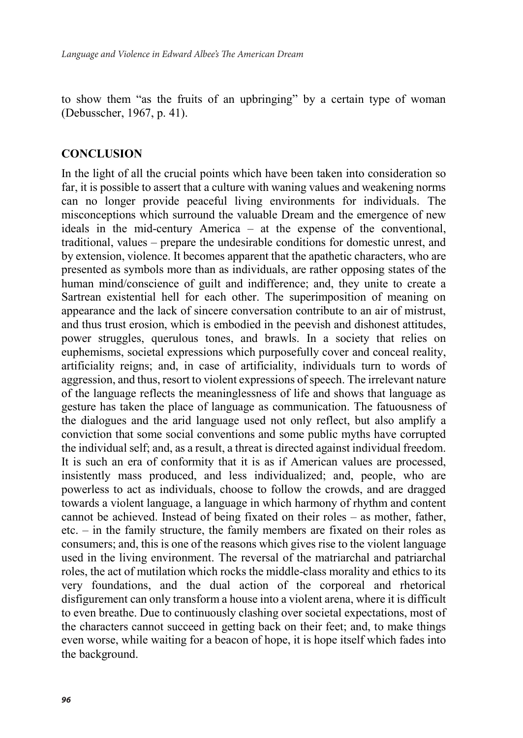to show them "as the fruits of an upbringing" by a certain type of woman (Debusscher, 1967, p. 41).

## CONCLUSION

In the light of all the crucial points which have been taken into consideration so far, it is possible to assert that a culture with waning values and weakening norms can no longer provide peaceful living environments for individuals. The misconceptions which surround the valuable Dream and the emergence of new ideals in the mid-century America – at the expense of the conventional, traditional, values – prepare the undesirable conditions for domestic unrest, and by extension, violence. It becomes apparent that the apathetic characters, who are presented as symbols more than as individuals, are rather opposing states of the human mind/conscience of guilt and indifference; and, they unite to create a Sartrean existential hell for each other. The superimposition of meaning on appearance and the lack of sincere conversation contribute to an air of mistrust, and thus trust erosion, which is embodied in the peevish and dishonest attitudes, power struggles, querulous tones, and brawls. In a society that relies on euphemisms, societal expressions which purposefully cover and conceal reality, artificiality reigns; and, in case of artificiality, individuals turn to words of aggression, and thus, resort to violent expressions of speech. The irrelevant nature of the language reflects the meaninglessness of life and shows that language as gesture has taken the place of language as communication. The fatuousness of the dialogues and the arid language used not only reflect, but also amplify a conviction that some social conventions and some public myths have corrupted the individual self; and, as a result, a threat is directed against individual freedom. It is such an era of conformity that it is as if American values are processed, insistently mass produced, and less individualized; and, people, who are powerless to act as individuals, choose to follow the crowds, and are dragged towards a violent language, a language in which harmony of rhythm and content cannot be achieved. Instead of being fixated on their roles – as mother, father, etc. – in the family structure, the family members are fixated on their roles as consumers; and, this is one of the reasons which gives rise to the violent language used in the living environment. The reversal of the matriarchal and patriarchal roles, the act of mutilation which rocks the middle-class morality and ethics to its very foundations, and the dual action of the corporeal and rhetorical disfigurement can only transform a house into a violent arena, where it is difficult to even breathe. Due to continuously clashing over societal expectations, most of the characters cannot succeed in getting back on their feet; and, to make things even worse, while waiting for a beacon of hope, it is hope itself which fades into the background.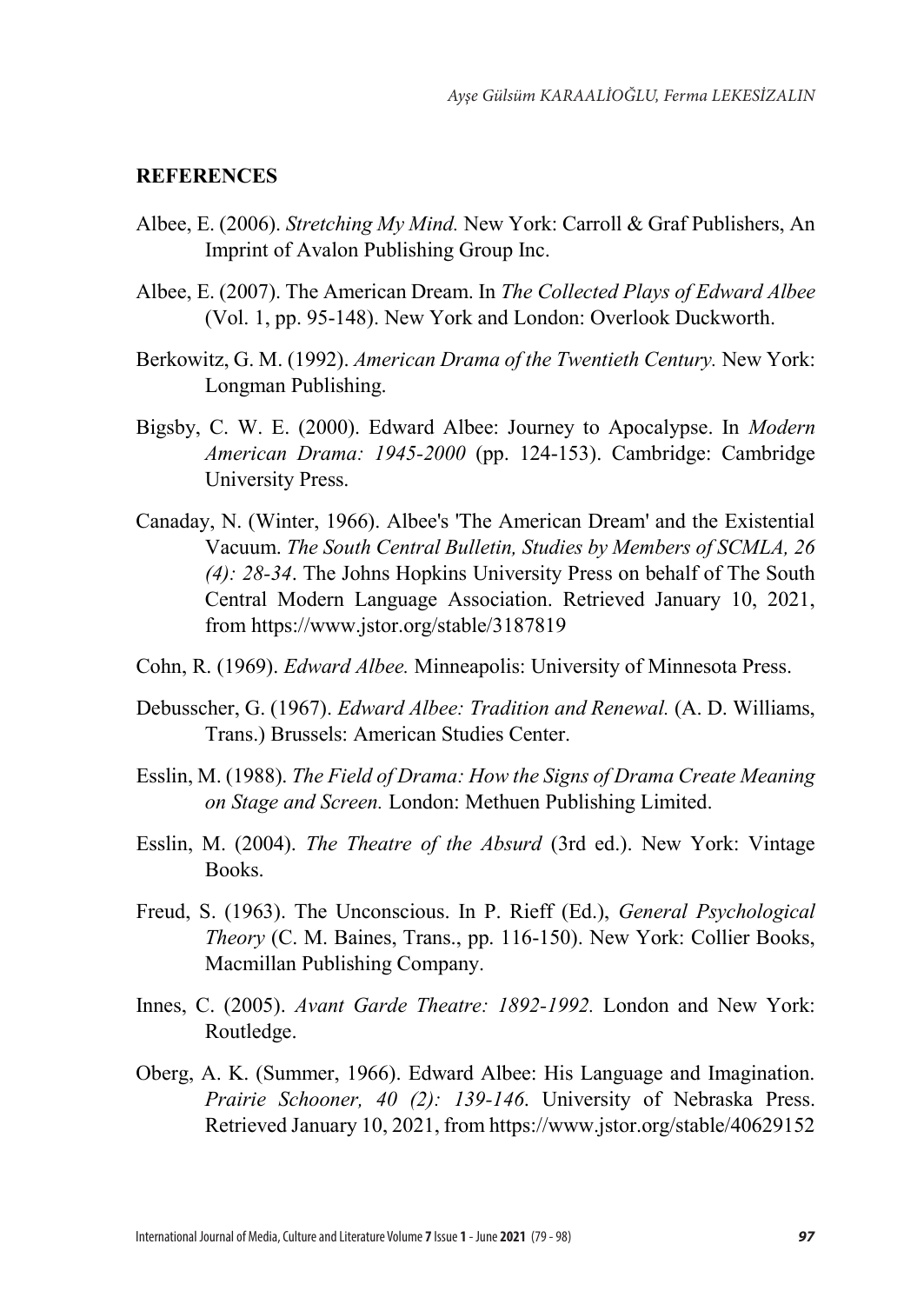## REFERENCES

Albee, E. (2006). *Stretching My Mind.* New York: Carroll & Graf Publishers, An Imprint of Avalon Publishing Group Inc.

Albee, E. (2007). The American Dream. In *The Collected Plays of Edward Albee* (Vol. 1, pp. 95-148). New York and London: Overlook Duckworth.

Berkowitz, G. M. (1992). *American Drama of the Twentieth Century.* New York: Longman Publishing.

Bigsby, C. W. E. (2000). Edward Albee: Journey to Apocalypse. In *Modern American Drama: 1945-2000* (pp. 124-153). Cambridge: Cambridge University Press.

Canaday, N. (Winter, 1966). Albee's 'The American Dream' and the Existential Vacuum. *The South Central Bulletin, Studies by Members of SCMLA, 26 (4): 28-34*. The Johns Hopkins University Press on behalf of The South Central Modern Language Association. Retrieved January 10, 2021, from https://www.jstor.org/stable/3187819

Cohn, R. (1969). *Edward Albee.* Minneapolis: University of Minnesota Press.

Debusscher, G. (1967). *Edward Albee: Tradition and Renewal.* (A. D. Williams, Trans.) Brussels: American Studies Center.

Esslin, M. (1988). *The Field of Drama: How the Signs of Drama Create Meaning on Stage and Screen.* London: Methuen Publishing Limited.

Esslin, M. (2004). *The Theatre of the Absurd* (3rd ed.). New York: Vintage Books.

Freud, S. (1963). The Unconscious. In P. Rieff (Ed.), *General Psychological Theory* (C. M. Baines, Trans., pp. 116-150). New York: Collier Books, Macmillan Publishing Company.

Innes, C. (2005). *Avant Garde Theatre: 1892-1992.* London and New York: Routledge.

Oberg, A. K. (Summer, 1966). Edward Albee: His Language and Imagination. *Prairie Schooner, 40 (2): 139-146.* University of Nebraska Press. Retrieved January 10, 2021, from https://www.jstor.org/stable/40629152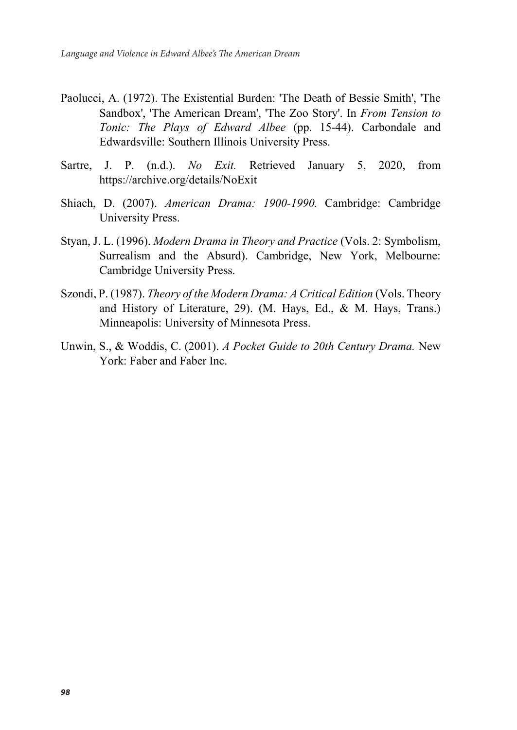Paolucci, A. (1972). The Existential Burden: 'The Death of Bessie Smith', 'The Sandbox', 'The American Dream', 'The Zoo Story'. In *From Tension to Tonic: The Plays of Edward Albee* (pp. 15-44). Carbondale and Edwardsville: Southern Illinois University Press.

Sartre, J. P. (n.d.). *No Exit.* Retrieved January 5, 2020, from https://archive.org/details/NoExit

Shiach, D. (2007). *American Drama: 1900-1990.* Cambridge: Cambridge University Press.

Styan, J. L. (1996). *Modern Drama in Theory and Practice* (Vols. 2: Symbolism, Surrealism and the Absurd). Cambridge, New York, Melbourne: Cambridge University Press.

Szondi, P. (1987). *Theory of the Modern Drama: A Critical Edition* (Vols. Theory and History of Literature, 29). (M. Hays, Ed., & M. Hays, Trans.) Minneapolis: University of Minnesota Press.

Unwin, S., & Woddis, C. (2001). *A Pocket Guide to 20th Century Drama.* New York: Faber and Faber Inc.